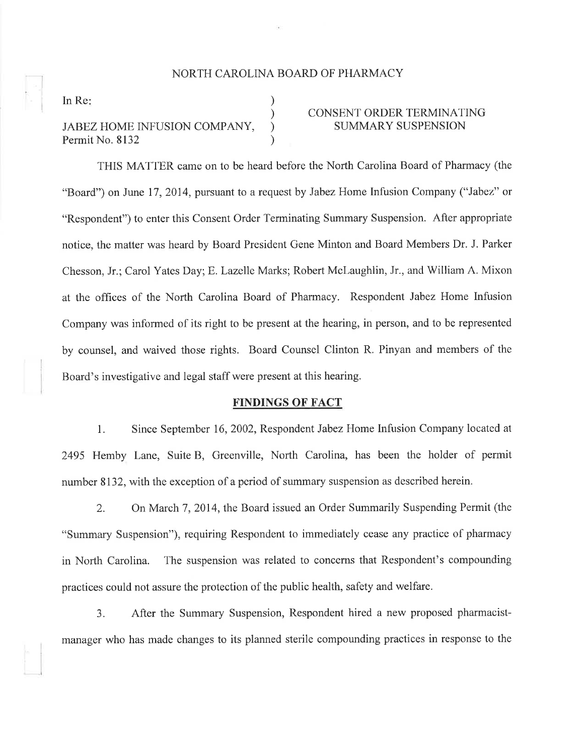NORTH CAROLINA BOARD OF PHARMACY

In Re:

JABEZ HOME INFUSION COMPANY,
Permit No. 8132

CONSENT ORDER TERMINATING SUMMARY SUSPENSION

THIS MATTER came on to be heard before the North Carolina Board of Pharmacy (the "Board") on June 17, 2014, pursuant to a request by Jabez Home Infusion Company ("Jabez" or "Respondent") to enter this Consent Order Terminating Summary Suspension. After appropriate notice, the matter was heard by Board President Gene Minton and Board Members Dr. J. Parker Chesson, Jr.; Carol Yates Day; E. Lazelle Marks; Robert McLaughlin, Jr., and William A. Mixon at the offices of the North Carolina Board of Pharmacy. Respondent Jabez Home Infusion Company was informed of its right to be present at the hearing, in person, and to be represented by counsel, and waived those rights. Board Counsel Clinton R. Pinyan and members of the Board's investigative and legal staff were present at this hearing.

## FINDINGS OF FACT

1. Since September 16, 2002, Respondent Jabez Home Infusion Company located at 2495 Hemby Lane, Suite B, Greenville, North Carolina, has been the holder of permit number 8132, with the exception of a period of summary suspension as described herein.

2. On March 7, 2014, the Board issued an Order Summarily Suspending Permit (the "Summary Suspension"), requiring Respondent to immediately cease any practice of pharmacy in North Carolina. The suspension was related to concerns that Respondent's compounding practices could not assure the protection of the public health, safety and welfare.

3. After the Summary Suspension, Respondent hired a new proposed pharmacist-manager who has made changes to its planned sterile compounding practices in response to the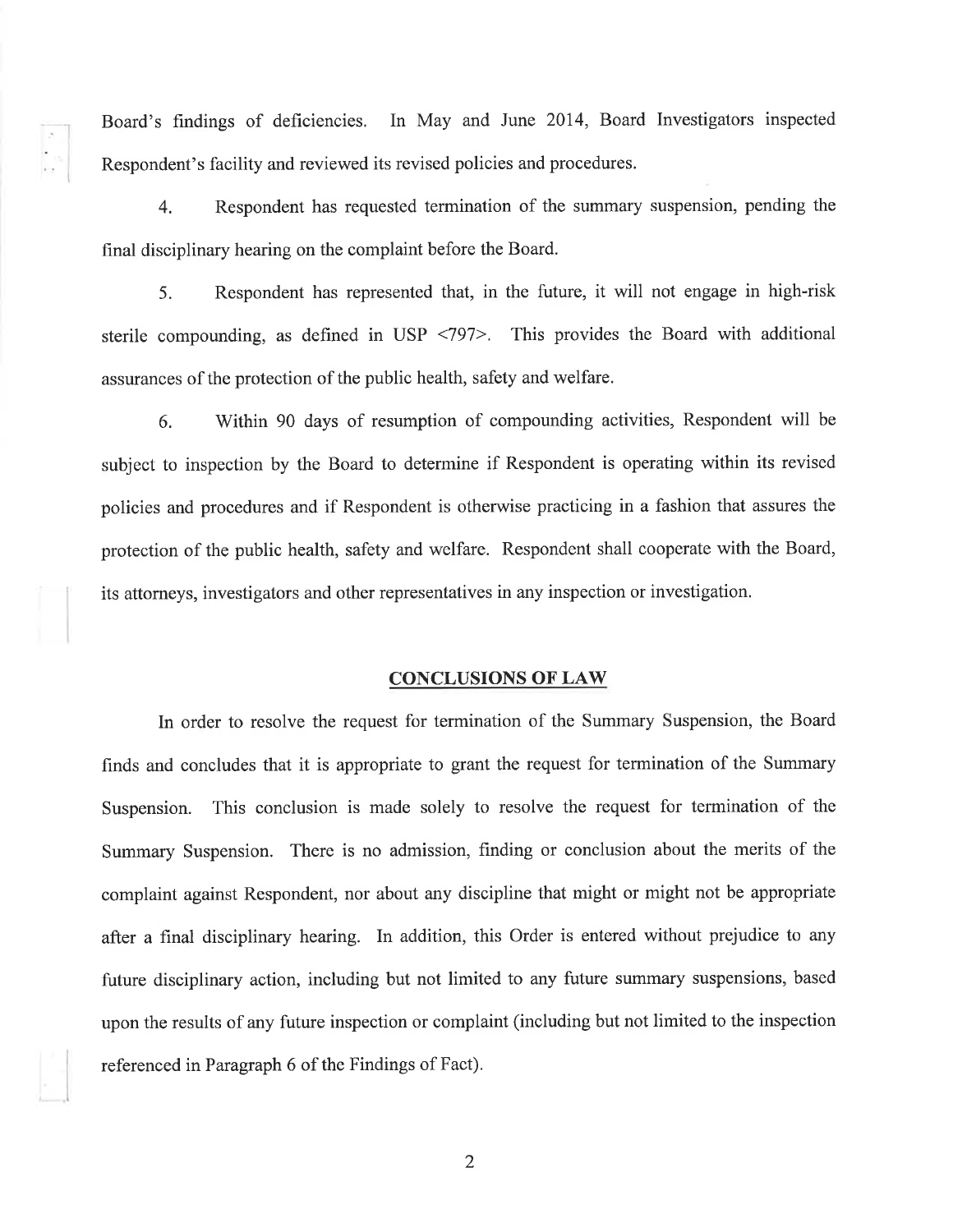Board's findings of deficiencies. In May and June 2014, Board Investigators inspected Respondent's facility and reviewed its revised policies and procedures.

4. Respondent has requested termination of the summary suspension, pending the final disciplinary hearing on the complaint before the Board.

5. Respondent has represented that, in the future, it will not engage in high-risk sterile compounding, as defined in USP <797>. This provides the Board with additional assurances of the protection of the public health, safety and welfare.

6. Within 90 days of resumption of compounding activities, Respondent will be subject to inspection by the Board to determine if Respondent is operating within its revised policies and procedures and if Respondent is otherwise practicing in a fashion that assures the protection of the public health, safety and welfare. Respondent shall cooperate with the Board, its attorneys, investigators and other representatives in any inspection or investigation.

## CONCLUSIONS OF LAW

In order to resolve the request for termination of the Summary Suspension, the Board finds and concludes that it is appropriate to grant the request for termination of the Summary Suspension. This conclusion is made solely to resolve the request for termination of the Summary Suspension. There is no admission, finding or conclusion about the merits of the complaint against Respondent, nor about any discipline that might or might not be appropriate after a final disciplinary hearing. In addition, this Order is entered without prejudice to any future disciplinary action, including but not limited to any future summary suspensions, based upon the results of any future inspection or complaint (including but not limited to the inspection referenced in Paragraph 6 of the Findings of Fact).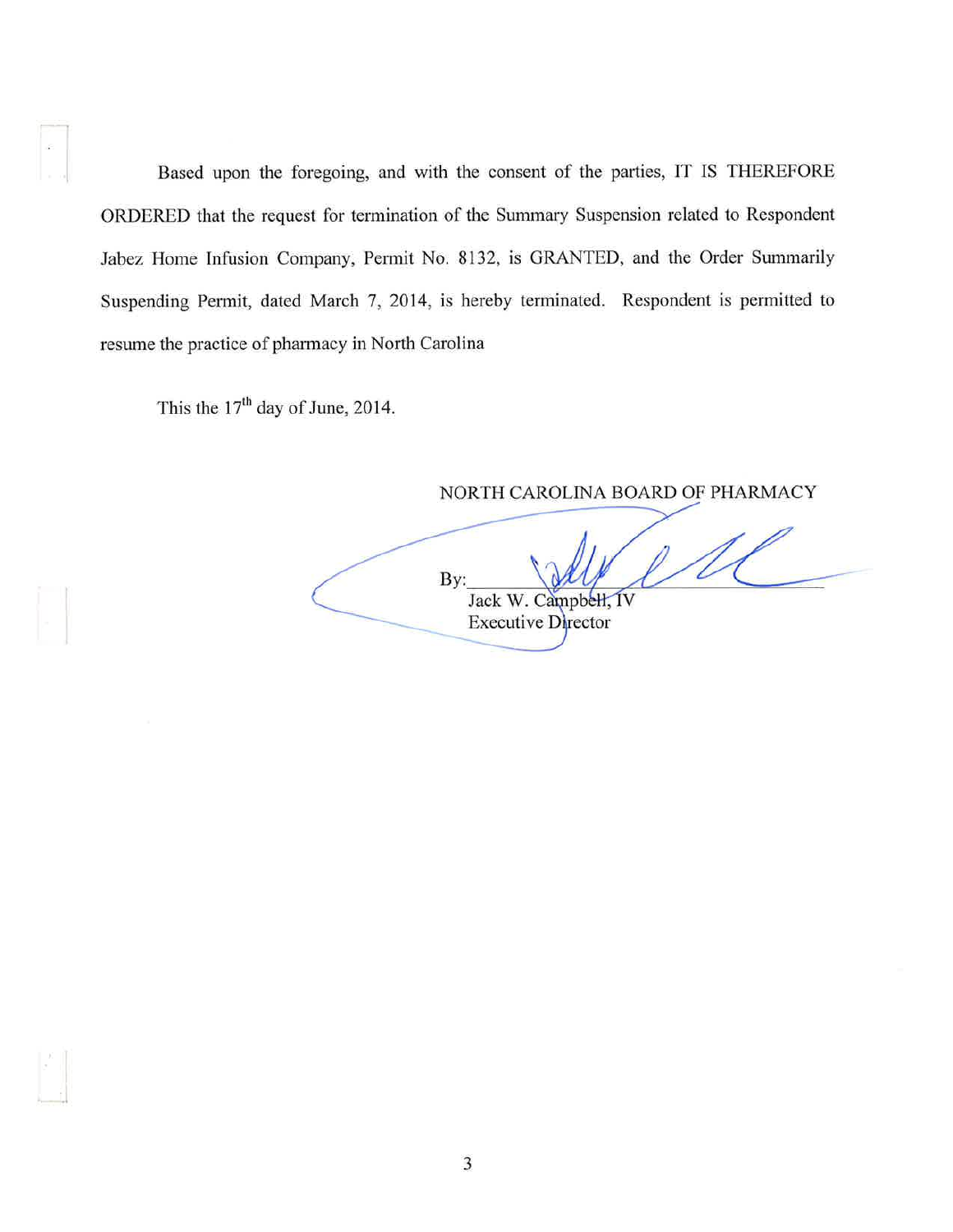Based upon the foregoing, and with the consent of the parties, IT IS THEREFORE ORDERED that the request for termination of the Summary Suspension related to Respondent Jabez Home Infusion Company, Permit No. 8132, is GRANTED, and the Order Summarily Suspending Permit, dated March 7, 2014, is hereby terminated. Respondent is permitted to resume the practice of pharmacy in North Carolina

This the 17th day of June, 2014.

NORTH CAROLINA BOARD OF PHARMACY

By: ______________________
Jack W. Campbell, IV
Executive Director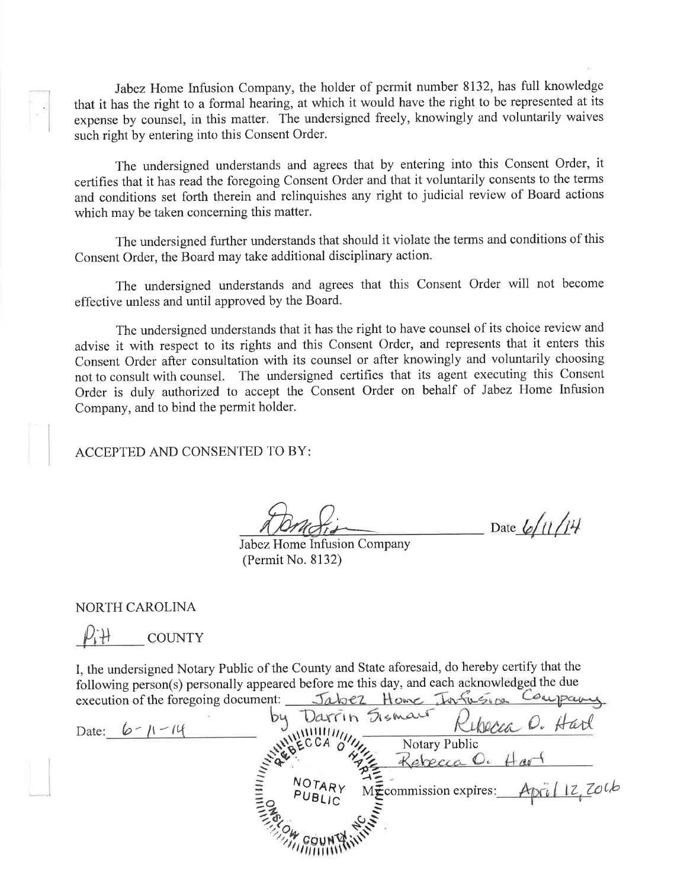Jabez Home Infusion Company, the holder of permit number 8132, has full knowledge that it has the right to a formal hearing, at which it would have the right to be represented at its expense by counsel, in this matter. The undersigned freely, knowingly and voluntarily waives such right by entering into this Consent Order.

The undersigned understands and agrees that by entering into this Consent Order, it certifies that it has read the foregoing Consent Order and that it voluntarily consents to the terms and conditions set forth therein and relinquishes any right to judicial review of Board actions which may be taken concerning this matter.

The undersigned further understands that should it violate the terms and conditions of this Consent Order, the Board may take additional disciplinary action.

The undersigned understands and agrees that this Consent Order will not become effective unless and until approved by the Board.

The undersigned understands that it has the right to have counsel of its choice review and advise it with respect to its rights and this Consent Order, and represents that it enters this Consent Order after consultation with its counsel or after knowingly and voluntarily choosing not to consult with counsel. The undersigned certifies that its agent executing this Consent Order is duly authorized to accept the Consent Order on behalf of Jabez Home Infusion Company, and to bind the permit holder.

ACCEPTED AND CONSENTED TO BY:

_______________________________ Date 6/11/14
Jabez Home Infusion Company
(Permit No. 8132)

NORTH CAROLINA

Pitt COUNTY

I, the undersigned Notary Public of the County and State aforesaid, do hereby certify that the following person(s) personally appeared before me this day, and each acknowledged the due execution of the foregoing document: Jabez Home Infusion Company by Darrin Sisman

Date: 6-11-14

Rebecca O. Hart
Notary Public
Rebecca O. Hart

My commission expires: April 12, 2016

REBECCA O. HART
NOTARY PUBLIC
ONSLOW COUNTY, NC